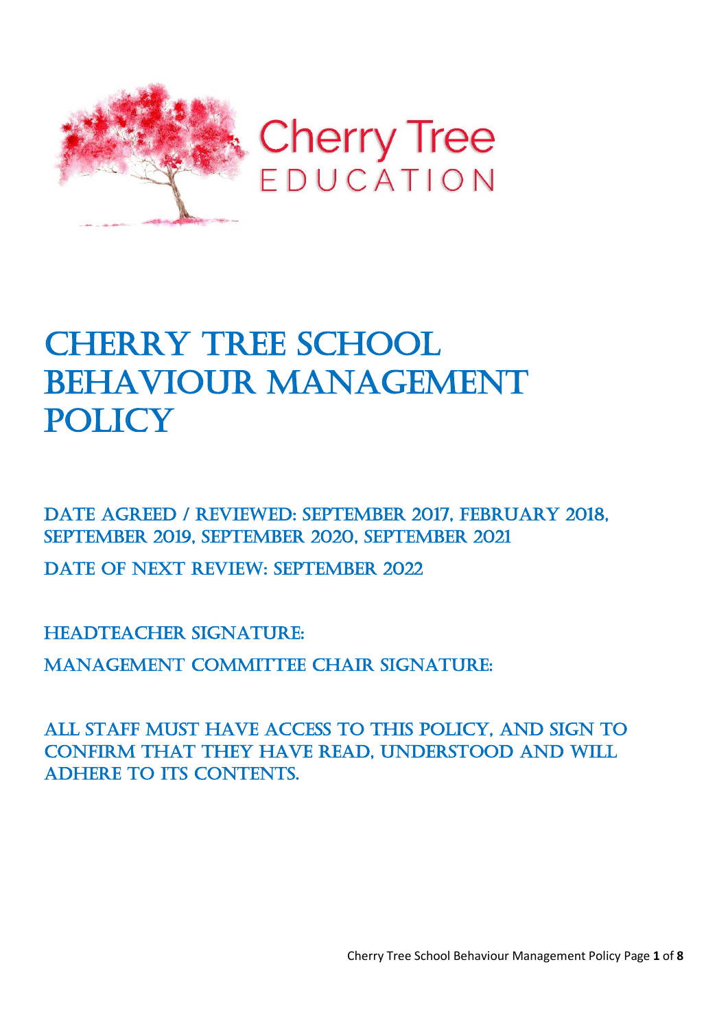Cherry Tree
EDUCATION

# Cherry Tree School Behaviour Management Policy

## Date agreed / reviewed: September 2017, February 2018, September 2019, September 2020, September 2021

## Date of next review: September 2022

## Headteacher signature:

## Management Committee Chair signature:

## All staff must have access to this policy, and sign to confirm that they have read, understood and will adhere to its contents.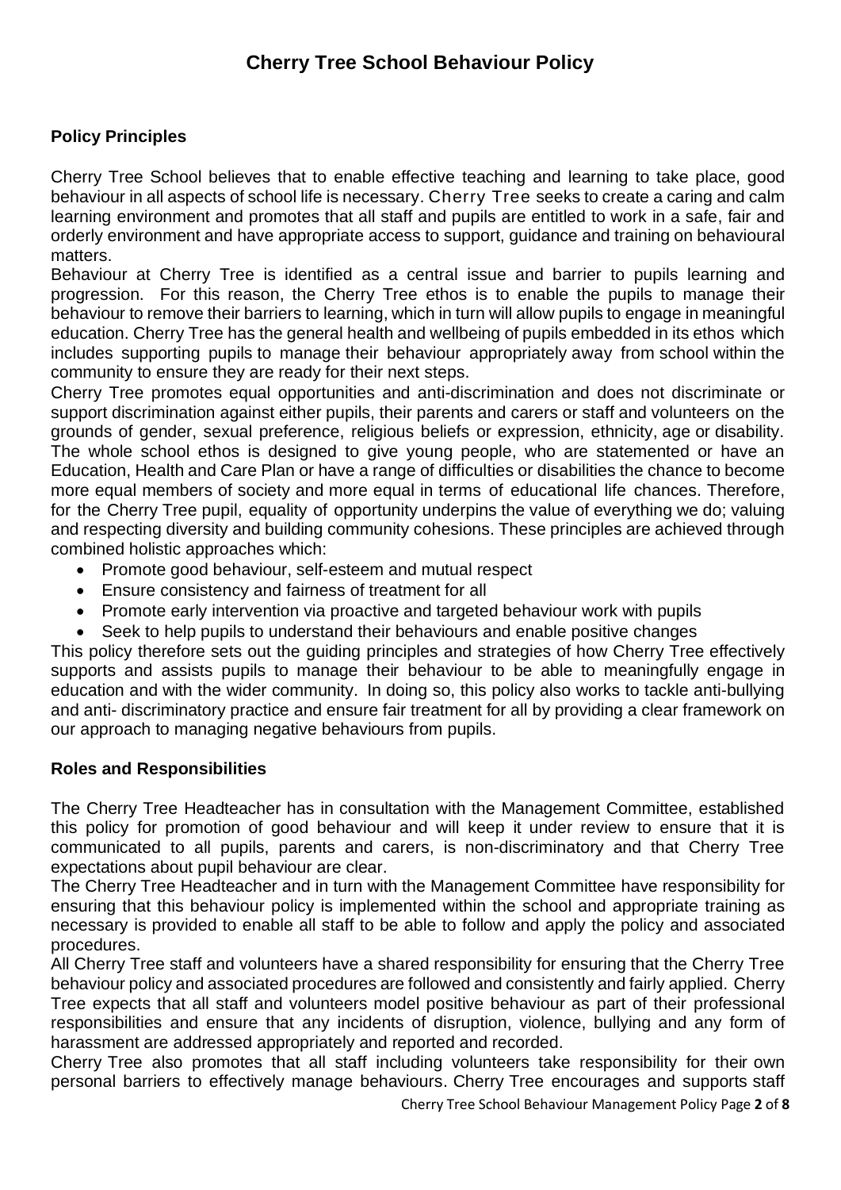# Cherry Tree School Behaviour Policy

## Policy Principles

Cherry Tree School believes that to enable effective teaching and learning to take place, good behaviour in all aspects of school life is necessary. Cherry Tree seeks to create a caring and calm learning environment and promotes that all staff and pupils are entitled to work in a safe, fair and orderly environment and have appropriate access to support, guidance and training on behavioural matters.

Behaviour at Cherry Tree is identified as a central issue and barrier to pupils learning and progression. For this reason, the Cherry Tree ethos is to enable the pupils to manage their behaviour to remove their barriers to learning, which in turn will allow pupils to engage in meaningful education. Cherry Tree has the general health and wellbeing of pupils embedded in its ethos which includes supporting pupils to manage their behaviour appropriately away from school within the community to ensure they are ready for their next steps.

Cherry Tree promotes equal opportunities and anti-discrimination and does not discriminate or support discrimination against either pupils, their parents and carers or staff and volunteers on the grounds of gender, sexual preference, religious beliefs or expression, ethnicity, age or disability. The whole school ethos is designed to give young people, who are statemented or have an Education, Health and Care Plan or have a range of difficulties or disabilities the chance to become more equal members of society and more equal in terms of educational life chances. Therefore, for the Cherry Tree pupil, equality of opportunity underpins the value of everything we do; valuing and respecting diversity and building community cohesions. These principles are achieved through combined holistic approaches which:

- Promote good behaviour, self-esteem and mutual respect
- Ensure consistency and fairness of treatment for all
- Promote early intervention via proactive and targeted behaviour work with pupils
- Seek to help pupils to understand their behaviours and enable positive changes

This policy therefore sets out the guiding principles and strategies of how Cherry Tree effectively supports and assists pupils to manage their behaviour to be able to meaningfully engage in education and with the wider community. In doing so, this policy also works to tackle anti-bullying and anti- discriminatory practice and ensure fair treatment for all by providing a clear framework on our approach to managing negative behaviours from pupils.

## Roles and Responsibilities

The Cherry Tree Headteacher has in consultation with the Management Committee, established this policy for promotion of good behaviour and will keep it under review to ensure that it is communicated to all pupils, parents and carers, is non-discriminatory and that Cherry Tree expectations about pupil behaviour are clear.

The Cherry Tree Headteacher and in turn with the Management Committee have responsibility for ensuring that this behaviour policy is implemented within the school and appropriate training as necessary is provided to enable all staff to be able to follow and apply the policy and associated procedures.

All Cherry Tree staff and volunteers have a shared responsibility for ensuring that the Cherry Tree behaviour policy and associated procedures are followed and consistently and fairly applied. Cherry Tree expects that all staff and volunteers model positive behaviour as part of their professional responsibilities and ensure that any incidents of disruption, violence, bullying and any form of harassment are addressed appropriately and reported and recorded.

Cherry Tree also promotes that all staff including volunteers take responsibility for their own personal barriers to effectively manage behaviours. Cherry Tree encourages and supports staff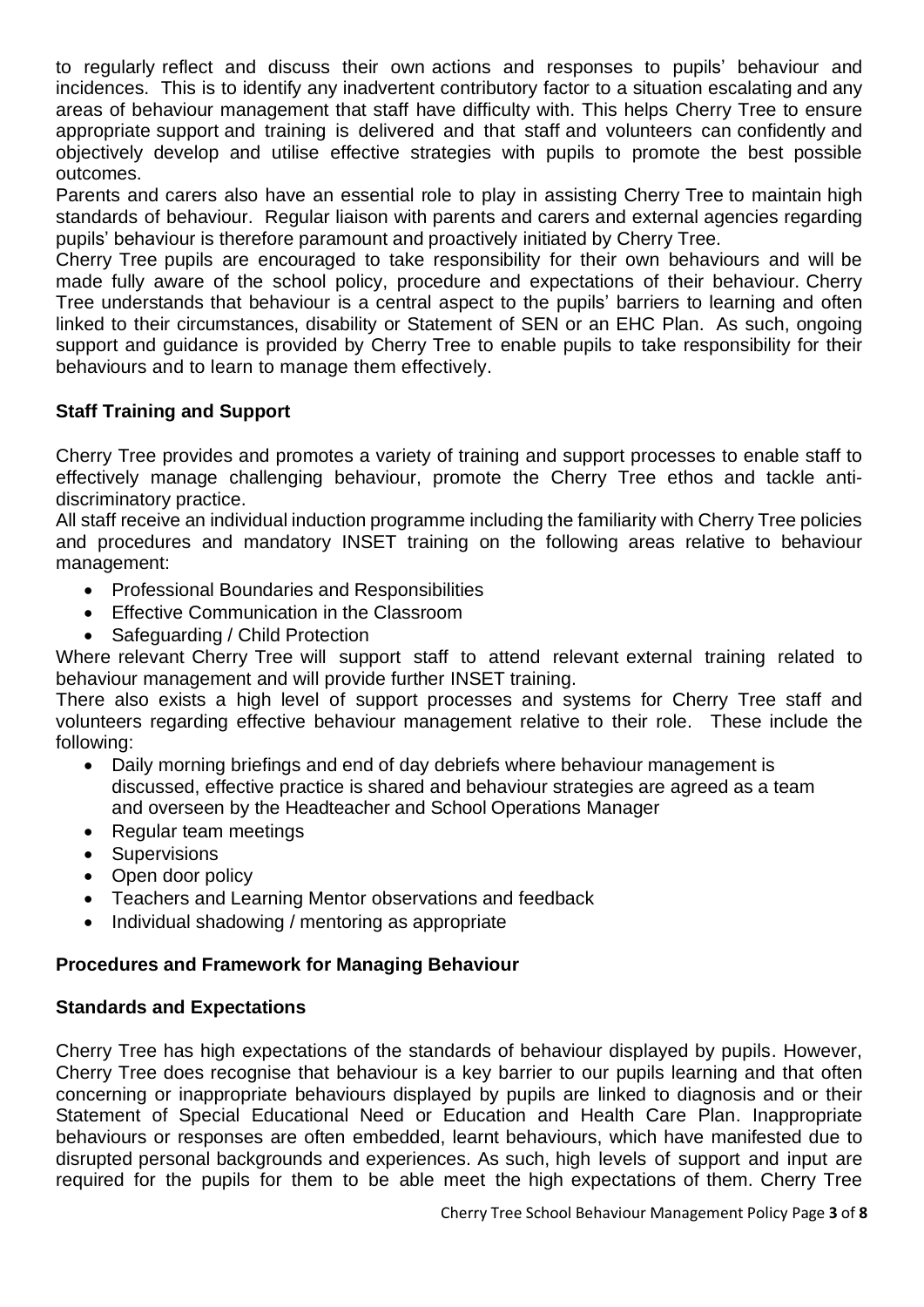to regularly reflect and discuss their own actions and responses to pupils' behaviour and incidences. This is to identify any inadvertent contributory factor to a situation escalating and any areas of behaviour management that staff have difficulty with. This helps Cherry Tree to ensure appropriate support and training is delivered and that staff and volunteers can confidently and objectively develop and utilise effective strategies with pupils to promote the best possible outcomes.

Parents and carers also have an essential role to play in assisting Cherry Tree to maintain high standards of behaviour. Regular liaison with parents and carers and external agencies regarding pupils' behaviour is therefore paramount and proactively initiated by Cherry Tree.

Cherry Tree pupils are encouraged to take responsibility for their own behaviours and will be made fully aware of the school policy, procedure and expectations of their behaviour. Cherry Tree understands that behaviour is a central aspect to the pupils' barriers to learning and often linked to their circumstances, disability or Statement of SEN or an EHC Plan. As such, ongoing support and guidance is provided by Cherry Tree to enable pupils to take responsibility for their behaviours and to learn to manage them effectively.

**Staff Training and Support**

Cherry Tree provides and promotes a variety of training and support processes to enable staff to effectively manage challenging behaviour, promote the Cherry Tree ethos and tackle anti-discriminatory practice.

All staff receive an individual induction programme including the familiarity with Cherry Tree policies and procedures and mandatory INSET training on the following areas relative to behaviour management:

- Professional Boundaries and Responsibilities
- Effective Communication in the Classroom
- Safeguarding / Child Protection

Where relevant Cherry Tree will support staff to attend relevant external training related to behaviour management and will provide further INSET training.

There also exists a high level of support processes and systems for Cherry Tree staff and volunteers regarding effective behaviour management relative to their role. These include the following:

- Daily morning briefings and end of day debriefs where behaviour management is discussed, effective practice is shared and behaviour strategies are agreed as a team and overseen by the Headteacher and School Operations Manager
- Regular team meetings
- Supervisions
- Open door policy
- Teachers and Learning Mentor observations and feedback
- Individual shadowing / mentoring as appropriate

**Procedures and Framework for Managing Behaviour**

**Standards and Expectations**

Cherry Tree has high expectations of the standards of behaviour displayed by pupils. However, Cherry Tree does recognise that behaviour is a key barrier to our pupils learning and that often concerning or inappropriate behaviours displayed by pupils are linked to diagnosis and or their Statement of Special Educational Need or Education and Health Care Plan. Inappropriate behaviours or responses are often embedded, learnt behaviours, which have manifested due to disrupted personal backgrounds and experiences. As such, high levels of support and input are required for the pupils for them to be able meet the high expectations of them. Cherry Tree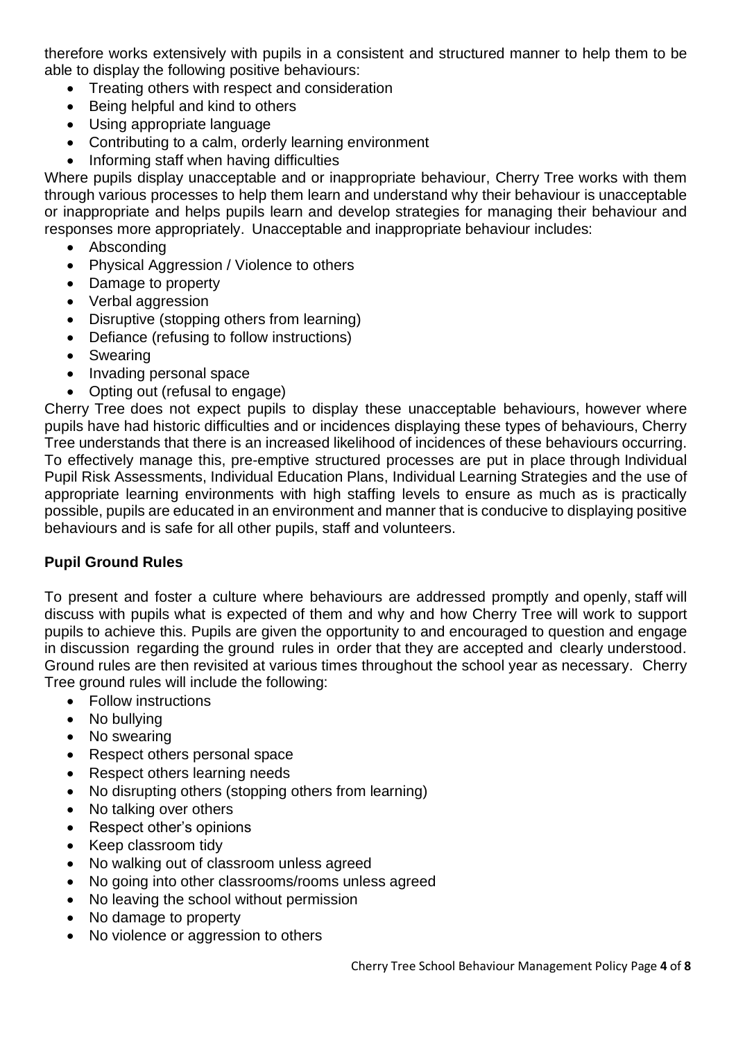therefore works extensively with pupils in a consistent and structured manner to help them to be able to display the following positive behaviours:

- Treating others with respect and consideration
- Being helpful and kind to others
- Using appropriate language
- Contributing to a calm, orderly learning environment
- Informing staff when having difficulties

Where pupils display unacceptable and or inappropriate behaviour, Cherry Tree works with them through various processes to help them learn and understand why their behaviour is unacceptable or inappropriate and helps pupils learn and develop strategies for managing their behaviour and responses more appropriately. Unacceptable and inappropriate behaviour includes:

- Absconding
- Physical Aggression / Violence to others
- Damage to property
- Verbal aggression
- Disruptive (stopping others from learning)
- Defiance (refusing to follow instructions)
- Swearing
- Invading personal space
- Opting out (refusal to engage)

Cherry Tree does not expect pupils to display these unacceptable behaviours, however where pupils have had historic difficulties and or incidences displaying these types of behaviours, Cherry Tree understands that there is an increased likelihood of incidences of these behaviours occurring. To effectively manage this, pre-emptive structured processes are put in place through Individual Pupil Risk Assessments, Individual Education Plans, Individual Learning Strategies and the use of appropriate learning environments with high staffing levels to ensure as much as is practically possible, pupils are educated in an environment and manner that is conducive to displaying positive behaviours and is safe for all other pupils, staff and volunteers.

**Pupil Ground Rules**

To present and foster a culture where behaviours are addressed promptly and openly, staff will discuss with pupils what is expected of them and why and how Cherry Tree will work to support pupils to achieve this. Pupils are given the opportunity to and encouraged to question and engage in discussion regarding the ground rules in order that they are accepted and clearly understood. Ground rules are then revisited at various times throughout the school year as necessary. Cherry Tree ground rules will include the following:

- Follow instructions
- No bullying
- No swearing
- Respect others personal space
- Respect others learning needs
- No disrupting others (stopping others from learning)
- No talking over others
- Respect other's opinions
- Keep classroom tidy
- No walking out of classroom unless agreed
- No going into other classrooms/rooms unless agreed
- No leaving the school without permission
- No damage to property
- No violence or aggression to others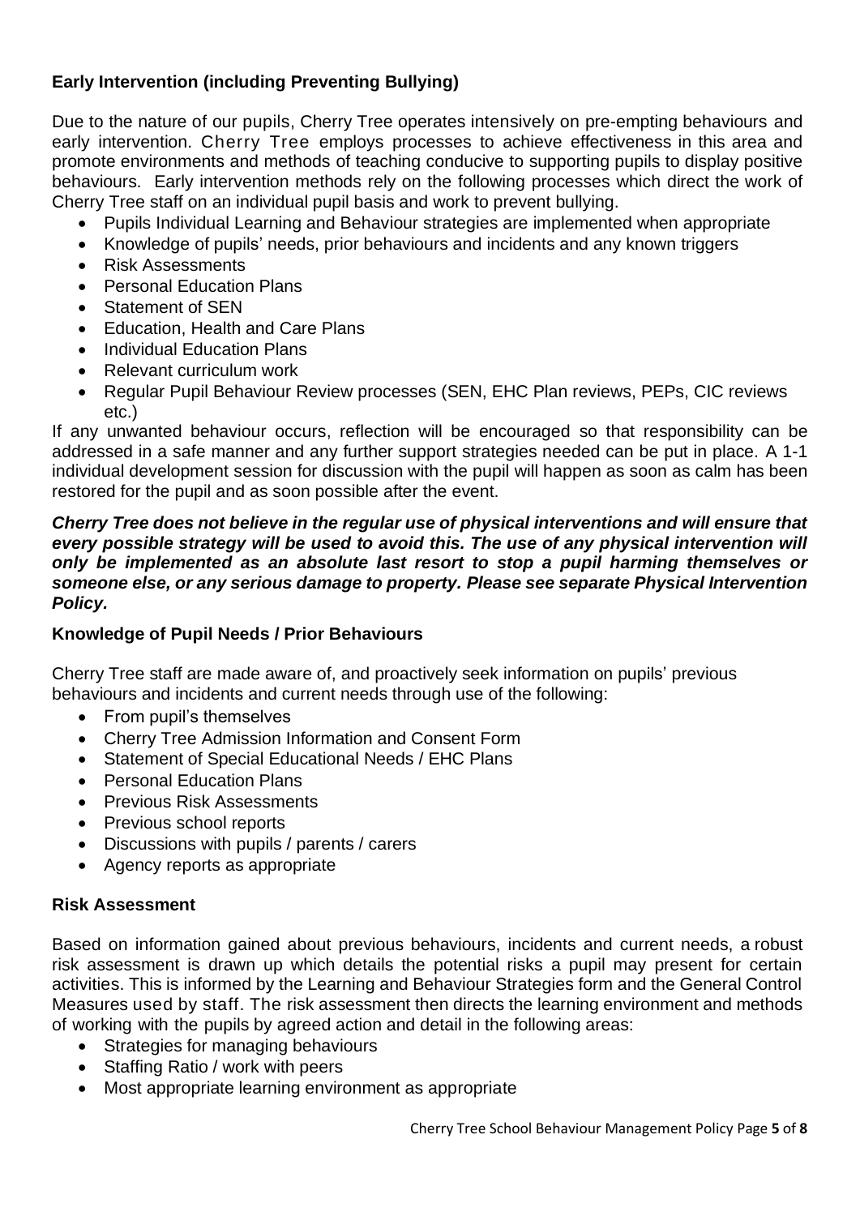## Early Intervention (including Preventing Bullying)

Due to the nature of our pupils, Cherry Tree operates intensively on pre-empting behaviours and early intervention. Cherry Tree employs processes to achieve effectiveness in this area and promote environments and methods of teaching conducive to supporting pupils to display positive behaviours. Early intervention methods rely on the following processes which direct the work of Cherry Tree staff on an individual pupil basis and work to prevent bullying.

- Pupils Individual Learning and Behaviour strategies are implemented when appropriate
- Knowledge of pupils' needs, prior behaviours and incidents and any known triggers
- Risk Assessments
- Personal Education Plans
- Statement of SEN
- Education, Health and Care Plans
- Individual Education Plans
- Relevant curriculum work
- Regular Pupil Behaviour Review processes (SEN, EHC Plan reviews, PEPs, CIC reviews etc.)

If any unwanted behaviour occurs, reflection will be encouraged so that responsibility can be addressed in a safe manner and any further support strategies needed can be put in place. A 1-1 individual development session for discussion with the pupil will happen as soon as calm has been restored for the pupil and as soon possible after the event.

***Cherry Tree does not believe in the regular use of physical interventions and will ensure that every possible strategy will be used to avoid this. The use of any physical intervention will only be implemented as an absolute last resort to stop a pupil harming themselves or someone else, or any serious damage to property. Please see separate Physical Intervention Policy.***

## Knowledge of Pupil Needs / Prior Behaviours

Cherry Tree staff are made aware of, and proactively seek information on pupils' previous behaviours and incidents and current needs through use of the following:

- From pupil's themselves
- Cherry Tree Admission Information and Consent Form
- Statement of Special Educational Needs / EHC Plans
- Personal Education Plans
- Previous Risk Assessments
- Previous school reports
- Discussions with pupils / parents / carers
- Agency reports as appropriate

## Risk Assessment

Based on information gained about previous behaviours, incidents and current needs, a robust risk assessment is drawn up which details the potential risks a pupil may present for certain activities. This is informed by the Learning and Behaviour Strategies form and the General Control Measures used by staff. The risk assessment then directs the learning environment and methods of working with the pupils by agreed action and detail in the following areas:

- Strategies for managing behaviours
- Staffing Ratio / work with peers
- Most appropriate learning environment as appropriate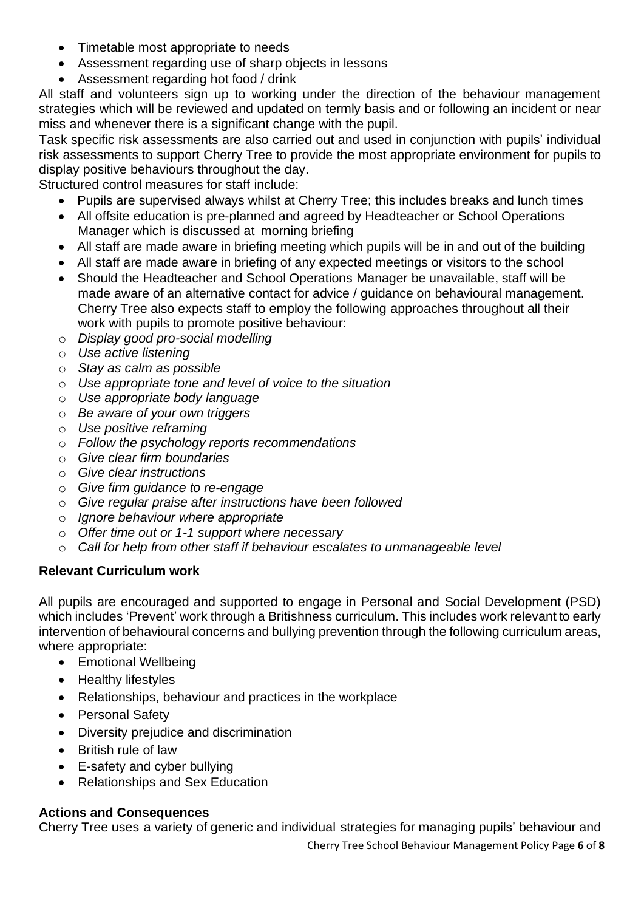- Timetable most appropriate to needs
- Assessment regarding use of sharp objects in lessons
- Assessment regarding hot food / drink

All staff and volunteers sign up to working under the direction of the behaviour management strategies which will be reviewed and updated on termly basis and or following an incident or near miss and whenever there is a significant change with the pupil.

Task specific risk assessments are also carried out and used in conjunction with pupils' individual risk assessments to support Cherry Tree to provide the most appropriate environment for pupils to display positive behaviours throughout the day.

Structured control measures for staff include:

- Pupils are supervised always whilst at Cherry Tree; this includes breaks and lunch times
- All offsite education is pre-planned and agreed by Headteacher or School Operations Manager which is discussed at morning briefing
- All staff are made aware in briefing meeting which pupils will be in and out of the building
- All staff are made aware in briefing of any expected meetings or visitors to the school
- Should the Headteacher and School Operations Manager be unavailable, staff will be made aware of an alternative contact for advice / guidance on behavioural management. Cherry Tree also expects staff to employ the following approaches throughout all their work with pupils to promote positive behaviour:
  - *Display good pro-social modelling*
  - *Use active listening*
  - *Stay as calm as possible*
  - *Use appropriate tone and level of voice to the situation*
  - *Use appropriate body language*
  - *Be aware of your own triggers*
  - *Use positive reframing*
  - *Follow the psychology reports recommendations*
  - *Give clear firm boundaries*
  - *Give clear instructions*
  - *Give firm guidance to re-engage*
  - *Give regular praise after instructions have been followed*
  - *Ignore behaviour where appropriate*
  - *Offer time out or 1-1 support where necessary*
  - *Call for help from other staff if behaviour escalates to unmanageable level*

**Relevant Curriculum work**

All pupils are encouraged and supported to engage in Personal and Social Development (PSD) which includes 'Prevent' work through a Britishness curriculum. This includes work relevant to early intervention of behavioural concerns and bullying prevention through the following curriculum areas, where appropriate:

- Emotional Wellbeing
- Healthy lifestyles
- Relationships, behaviour and practices in the workplace
- Personal Safety
- Diversity prejudice and discrimination
- British rule of law
- E-safety and cyber bullying
- Relationships and Sex Education

**Actions and Consequences**

Cherry Tree uses a variety of generic and individual strategies for managing pupils' behaviour and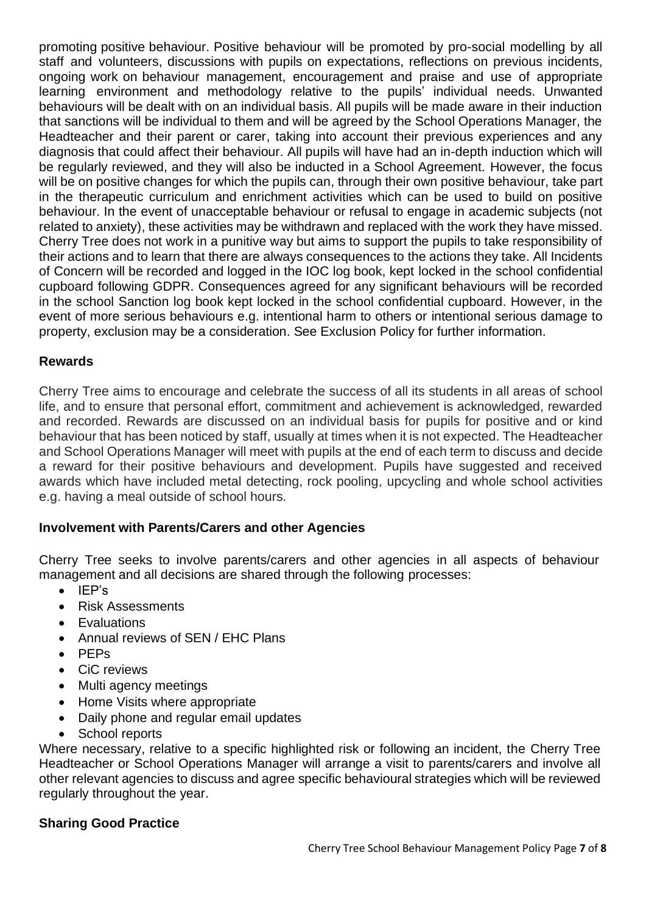promoting positive behaviour. Positive behaviour will be promoted by pro-social modelling by all staff and volunteers, discussions with pupils on expectations, reflections on previous incidents, ongoing work on behaviour management, encouragement and praise and use of appropriate learning environment and methodology relative to the pupils' individual needs. Unwanted behaviours will be dealt with on an individual basis. All pupils will be made aware in their induction that sanctions will be individual to them and will be agreed by the School Operations Manager, the Headteacher and their parent or carer, taking into account their previous experiences and any diagnosis that could affect their behaviour. All pupils will have had an in-depth induction which will be regularly reviewed, and they will also be inducted in a School Agreement. However, the focus will be on positive changes for which the pupils can, through their own positive behaviour, take part in the therapeutic curriculum and enrichment activities which can be used to build on positive behaviour. In the event of unacceptable behaviour or refusal to engage in academic subjects (not related to anxiety), these activities may be withdrawn and replaced with the work they have missed. Cherry Tree does not work in a punitive way but aims to support the pupils to take responsibility of their actions and to learn that there are always consequences to the actions they take. All Incidents of Concern will be recorded and logged in the IOC log book, kept locked in the school confidential cupboard following GDPR. Consequences agreed for any significant behaviours will be recorded in the school Sanction log book kept locked in the school confidential cupboard. However, in the event of more serious behaviours e.g. intentional harm to others or intentional serious damage to property, exclusion may be a consideration. See Exclusion Policy for further information.

## Rewards

Cherry Tree aims to encourage and celebrate the success of all its students in all areas of school life, and to ensure that personal effort, commitment and achievement is acknowledged, rewarded and recorded. Rewards are discussed on an individual basis for pupils for positive and or kind behaviour that has been noticed by staff, usually at times when it is not expected. The Headteacher and School Operations Manager will meet with pupils at the end of each term to discuss and decide a reward for their positive behaviours and development. Pupils have suggested and received awards which have included metal detecting, rock pooling, upcycling and whole school activities e.g. having a meal outside of school hours.

## Involvement with Parents/Carers and other Agencies

Cherry Tree seeks to involve parents/carers and other agencies in all aspects of behaviour management and all decisions are shared through the following processes:

- IEP's
- Risk Assessments
- Evaluations
- Annual reviews of SEN / EHC Plans
- PEPs
- CiC reviews
- Multi agency meetings
- Home Visits where appropriate
- Daily phone and regular email updates
- School reports

Where necessary, relative to a specific highlighted risk or following an incident, the Cherry Tree Headteacher or School Operations Manager will arrange a visit to parents/carers and involve all other relevant agencies to discuss and agree specific behavioural strategies which will be reviewed regularly throughout the year.

## Sharing Good Practice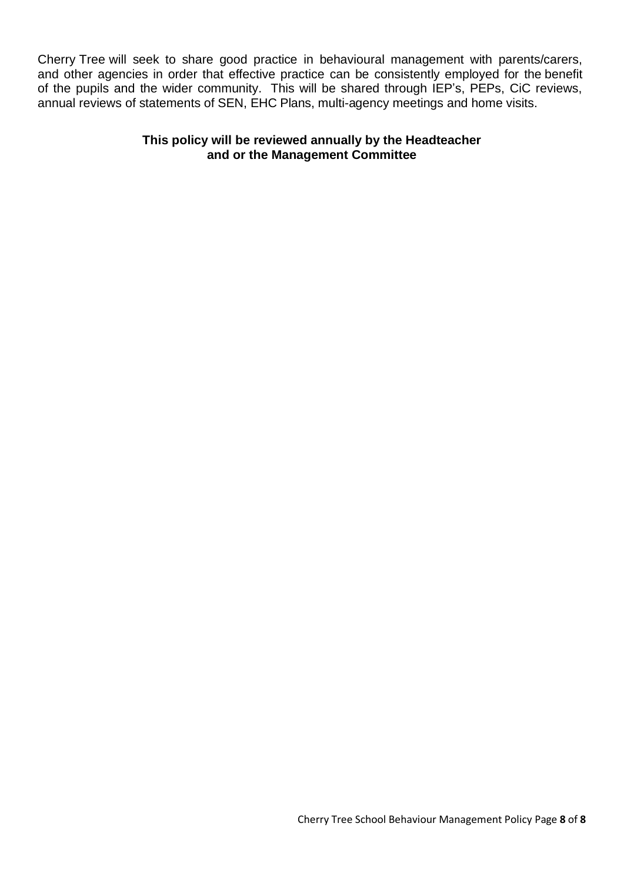Cherry Tree will seek to share good practice in behavioural management with parents/carers, and other agencies in order that effective practice can be consistently employed for the benefit of the pupils and the wider community. This will be shared through IEP's, PEPs, CiC reviews, annual reviews of statements of SEN, EHC Plans, multi-agency meetings and home visits.

**This policy will be reviewed annually by the Headteacher and or the Management Committee**